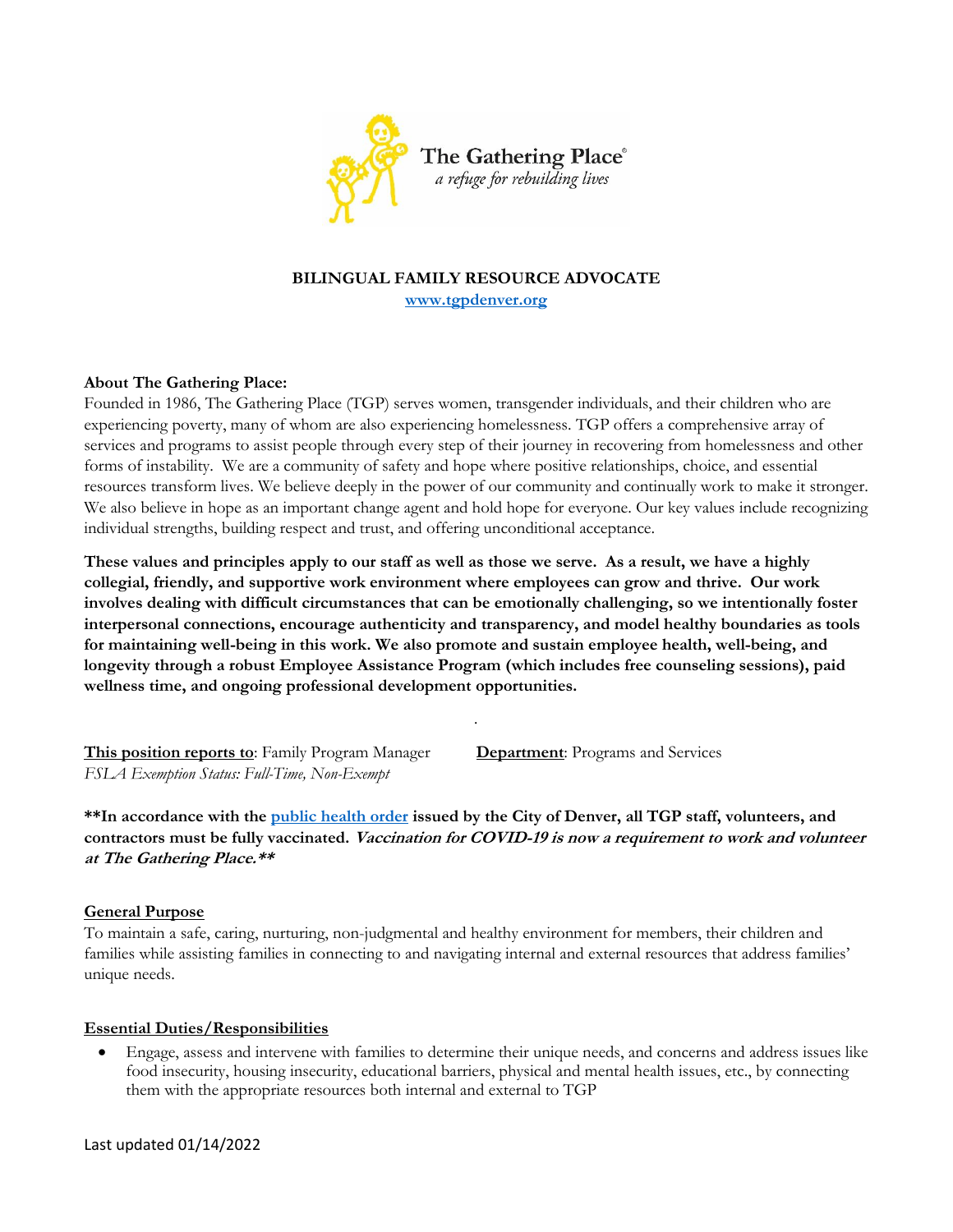The Gathering Place®
*a refuge for rebuilding lives*

# BILINGUAL FAMILY RESOURCE ADVOCATE

[www.tgpdenver.org](http://www.tgpdenver.org)

**About The Gathering Place:**

Founded in 1986, The Gathering Place (TGP) serves women, transgender individuals, and their children who are experiencing poverty, many of whom are also experiencing homelessness. TGP offers a comprehensive array of services and programs to assist people through every step of their journey in recovering from homelessness and other forms of instability. We are a community of safety and hope where positive relationships, choice, and essential resources transform lives. We believe deeply in the power of our community and continually work to make it stronger. We also believe in hope as an important change agent and hold hope for everyone. Our key values include recognizing individual strengths, building respect and trust, and offering unconditional acceptance.

**These values and principles apply to our staff as well as those we serve. As a result, we have a highly collegial, friendly, and supportive work environment where employees can grow and thrive. Our work involves dealing with difficult circumstances that can be emotionally challenging, so we intentionally foster interpersonal connections, encourage authenticity and transparency, and model healthy boundaries as tools for maintaining well-being in this work. We also promote and sustain employee health, well-being, and longevity through a robust Employee Assistance Program (which includes free counseling sessions), paid wellness time, and ongoing professional development opportunities.**

**This position reports to**: Family Program Manager
**Department**: Programs and Services
*FSLA Exemption Status: Full-Time, Non-Exempt*

**\*\*In accordance with the public health order issued by the City of Denver, all TGP staff, volunteers, and contractors must be fully vaccinated. *Vaccination for COVID-19 is now a requirement to work and volunteer at The Gathering Place.\*\****

## General Purpose

To maintain a safe, caring, nurturing, non-judgmental and healthy environment for members, their children and families while assisting families in connecting to and navigating internal and external resources that address families' unique needs.

## Essential Duties/Responsibilities

- Engage, assess and intervene with families to determine their unique needs, and concerns and address issues like food insecurity, housing insecurity, educational barriers, physical and mental health issues, etc., by connecting them with the appropriate resources both internal and external to TGP

Last updated 01/14/2022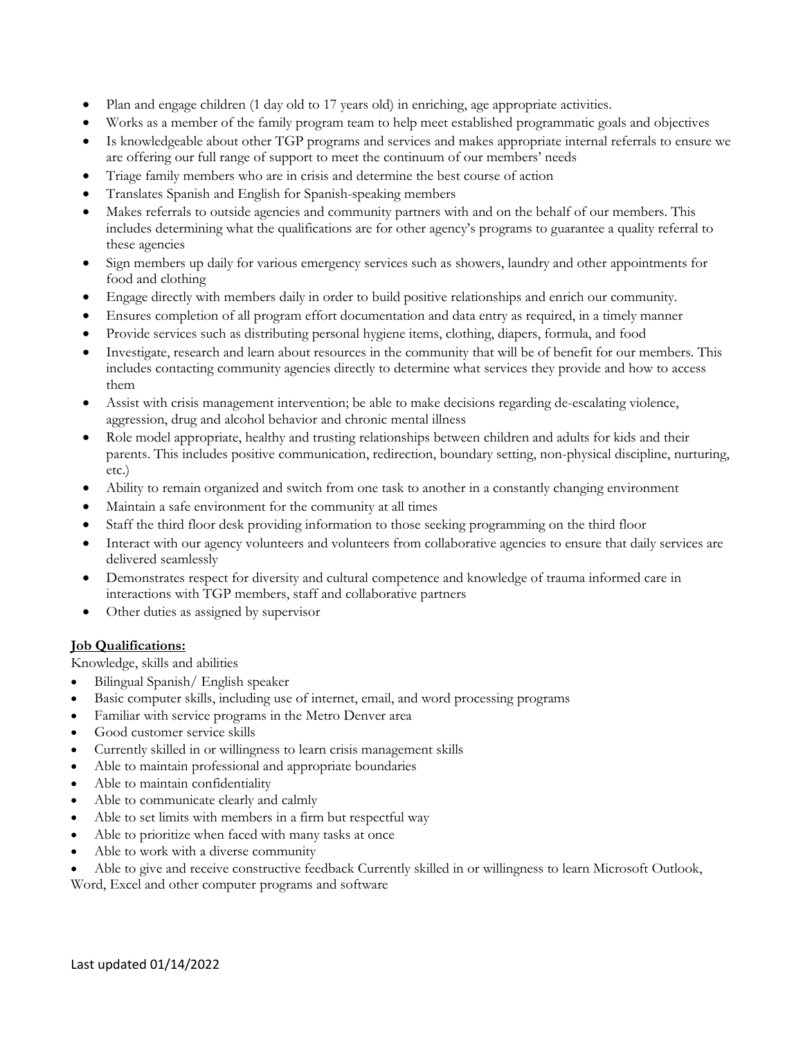- Plan and engage children (1 day old to 17 years old) in enriching, age appropriate activities.
- Works as a member of the family program team to help meet established programmatic goals and objectives
- Is knowledgeable about other TGP programs and services and makes appropriate internal referrals to ensure we are offering our full range of support to meet the continuum of our members' needs
- Triage family members who are in crisis and determine the best course of action
- Translates Spanish and English for Spanish-speaking members
- Makes referrals to outside agencies and community partners with and on the behalf of our members. This includes determining what the qualifications are for other agency's programs to guarantee a quality referral to these agencies
- Sign members up daily for various emergency services such as showers, laundry and other appointments for food and clothing
- Engage directly with members daily in order to build positive relationships and enrich our community.
- Ensures completion of all program effort documentation and data entry as required, in a timely manner
- Provide services such as distributing personal hygiene items, clothing, diapers, formula, and food
- Investigate, research and learn about resources in the community that will be of benefit for our members. This includes contacting community agencies directly to determine what services they provide and how to access them
- Assist with crisis management intervention; be able to make decisions regarding de-escalating violence, aggression, drug and alcohol behavior and chronic mental illness
- Role model appropriate, healthy and trusting relationships between children and adults for kids and their parents. This includes positive communication, redirection, boundary setting, non-physical discipline, nurturing, etc.)
- Ability to remain organized and switch from one task to another in a constantly changing environment
- Maintain a safe environment for the community at all times
- Staff the third floor desk providing information to those seeking programming on the third floor
- Interact with our agency volunteers and volunteers from collaborative agencies to ensure that daily services are delivered seamlessly
- Demonstrates respect for diversity and cultural competence and knowledge of trauma informed care in interactions with TGP members, staff and collaborative partners
- Other duties as assigned by supervisor

**Job Qualifications:**

Knowledge, skills and abilities

- Bilingual Spanish/ English speaker
- Basic computer skills, including use of internet, email, and word processing programs
- Familiar with service programs in the Metro Denver area
- Good customer service skills
- Currently skilled in or willingness to learn crisis management skills
- Able to maintain professional and appropriate boundaries
- Able to maintain confidentiality
- Able to communicate clearly and calmly
- Able to set limits with members in a firm but respectful way
- Able to prioritize when faced with many tasks at once
- Able to work with a diverse community
- Able to give and receive constructive feedback Currently skilled in or willingness to learn Microsoft Outlook, Word, Excel and other computer programs and software

Last updated 01/14/2022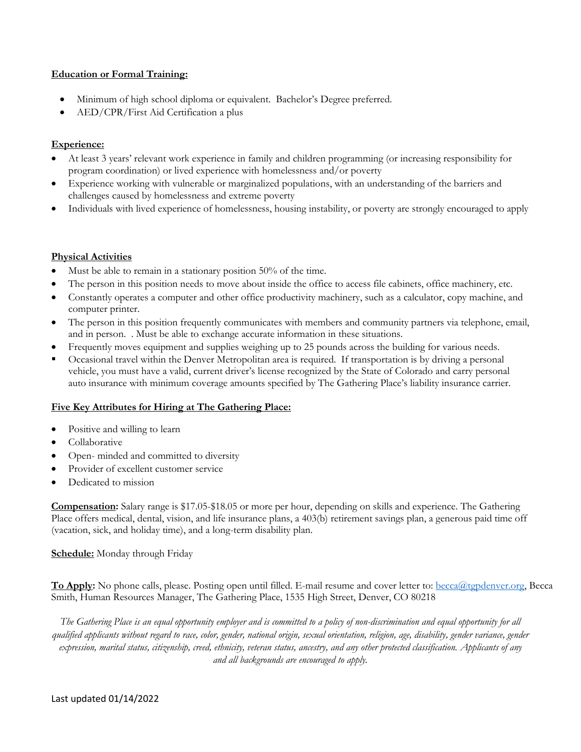**Education or Formal Training:**

- Minimum of high school diploma or equivalent. Bachelor's Degree preferred.
- AED/CPR/First Aid Certification a plus

**Experience:**

- At least 3 years' relevant work experience in family and children programming (or increasing responsibility for program coordination) or lived experience with homelessness and/or poverty
- Experience working with vulnerable or marginalized populations, with an understanding of the barriers and challenges caused by homelessness and extreme poverty
- Individuals with lived experience of homelessness, housing instability, or poverty are strongly encouraged to apply

**Physical Activities**

- Must be able to remain in a stationary position 50% of the time.
- The person in this position needs to move about inside the office to access file cabinets, office machinery, etc.
- Constantly operates a computer and other office productivity machinery, such as a calculator, copy machine, and computer printer.
- The person in this position frequently communicates with members and community partners via telephone, email, and in person. . Must be able to exchange accurate information in these situations.
- Frequently moves equipment and supplies weighing up to 25 pounds across the building for various needs.
- Occasional travel within the Denver Metropolitan area is required. If transportation is by driving a personal vehicle, you must have a valid, current driver's license recognized by the State of Colorado and carry personal auto insurance with minimum coverage amounts specified by The Gathering Place's liability insurance carrier.

**Five Key Attributes for Hiring at The Gathering Place:**

- Positive and willing to learn
- Collaborative
- Open- minded and committed to diversity
- Provider of excellent customer service
- Dedicated to mission

**Compensation:** Salary range is $17.05-$18.05 or more per hour, depending on skills and experience. The Gathering Place offers medical, dental, vision, and life insurance plans, a 403(b) retirement savings plan, a generous paid time off (vacation, sick, and holiday time), and a long-term disability plan.

**Schedule:** Monday through Friday

**To Apply:** No phone calls, please. Posting open until filled. E-mail resume and cover letter to: becca@tgpdenver.org, Becca Smith, Human Resources Manager, The Gathering Place, 1535 High Street, Denver, CO 80218

*The Gathering Place is an equal opportunity employer and is committed to a policy of non-discrimination and equal opportunity for all qualified applicants without regard to race, color, gender, national origin, sexual orientation, religion, age, disability, gender variance, gender expression, marital status, citizenship, creed, ethnicity, veteran status, ancestry, and any other protected classification. Applicants of any and all backgrounds are encouraged to apply.*

Last updated 01/14/2022